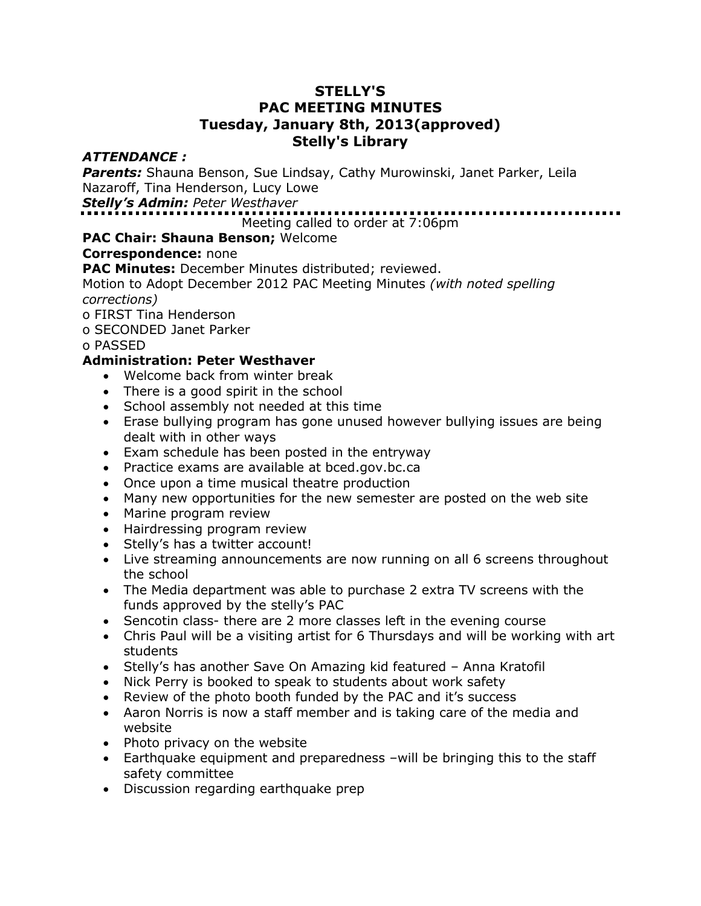# STELLY'S
# PAC MEETING MINUTES
# Tuesday, January 8th, 2013(approved)
# Stelly's Library

***ATTENDANCE :***

***Parents:*** Shauna Benson, Sue Lindsay, Cathy Murowinski, Janet Parker, Leila Nazaroff, Tina Henderson, Lucy Lowe

***Stelly's Admin:*** *Peter Westhaver*

---

Meeting called to order at 7:06pm

**PAC Chair: Shauna Benson;** Welcome

**Correspondence:** none

**PAC Minutes:** December Minutes distributed; reviewed.

Motion to Adopt December 2012 PAC Meeting Minutes *(with noted spelling corrections)*

o FIRST Tina Henderson

o SECONDED Janet Parker

o PASSED

**Administration: Peter Westhaver**

- Welcome back from winter break
- There is a good spirit in the school
- School assembly not needed at this time
- Erase bullying program has gone unused however bullying issues are being dealt with in other ways
- Exam schedule has been posted in the entryway
- Practice exams are available at bced.gov.bc.ca
- Once upon a time musical theatre production
- Many new opportunities for the new semester are posted on the web site
- Marine program review
- Hairdressing program review
- Stelly's has a twitter account!
- Live streaming announcements are now running on all 6 screens throughout the school
- The Media department was able to purchase 2 extra TV screens with the funds approved by the stelly's PAC
- Sencotin class- there are 2 more classes left in the evening course
- Chris Paul will be a visiting artist for 6 Thursdays and will be working with art students
- Stelly's has another Save On Amazing kid featured – Anna Kratofil
- Nick Perry is booked to speak to students about work safety
- Review of the photo booth funded by the PAC and it's success
- Aaron Norris is now a staff member and is taking care of the media and website
- Photo privacy on the website
- Earthquake equipment and preparedness –will be bringing this to the staff safety committee
- Discussion regarding earthquake prep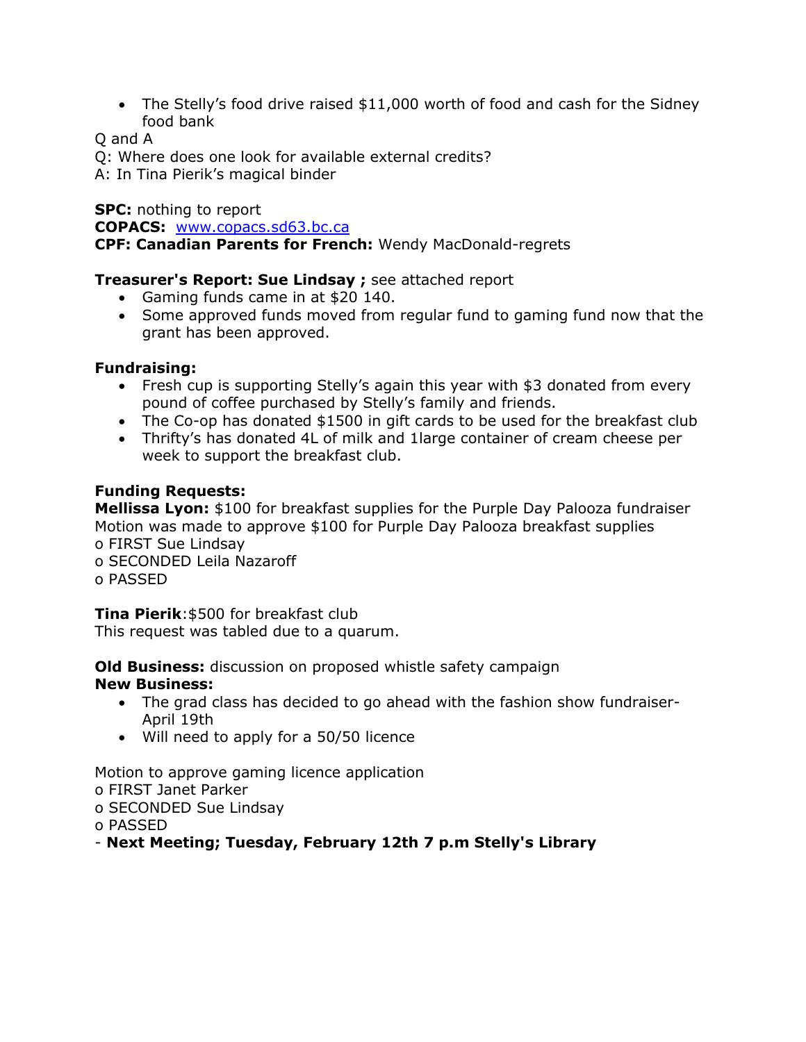- The Stelly's food drive raised $11,000 worth of food and cash for the Sidney food bank

Q and A

Q: Where does one look for available external credits?

A: In Tina Pierik's magical binder

**SPC:** nothing to report

**COPACS:** www.copacs.sd63.bc.ca

**CPF: Canadian Parents for French:** Wendy MacDonald-regrets

**Treasurer's Report: Sue Lindsay ;** see attached report

- Gaming funds came in at $20 140.
- Some approved funds moved from regular fund to gaming fund now that the grant has been approved.

**Fundraising:**

- Fresh cup is supporting Stelly's again this year with $3 donated from every pound of coffee purchased by Stelly's family and friends.
- The Co-op has donated $1500 in gift cards to be used for the breakfast club
- Thrifty's has donated 4L of milk and 1large container of cream cheese per week to support the breakfast club.

**Funding Requests:**

**Mellissa Lyon:** $100 for breakfast supplies for the Purple Day Palooza fundraiser

Motion was made to approve $100 for Purple Day Palooza breakfast supplies

o FIRST Sue Lindsay

o SECONDED Leila Nazaroff

o PASSED

**Tina Pierik**:$500 for breakfast club

This request was tabled due to a quarum.

**Old Business:** discussion on proposed whistle safety campaign

**New Business:**

- The grad class has decided to go ahead with the fashion show fundraiser-April 19th
- Will need to apply for a 50/50 licence

Motion to approve gaming licence application

o FIRST Janet Parker

o SECONDED Sue Lindsay

o PASSED

- **Next Meeting; Tuesday, February 12th 7 p.m Stelly's Library**